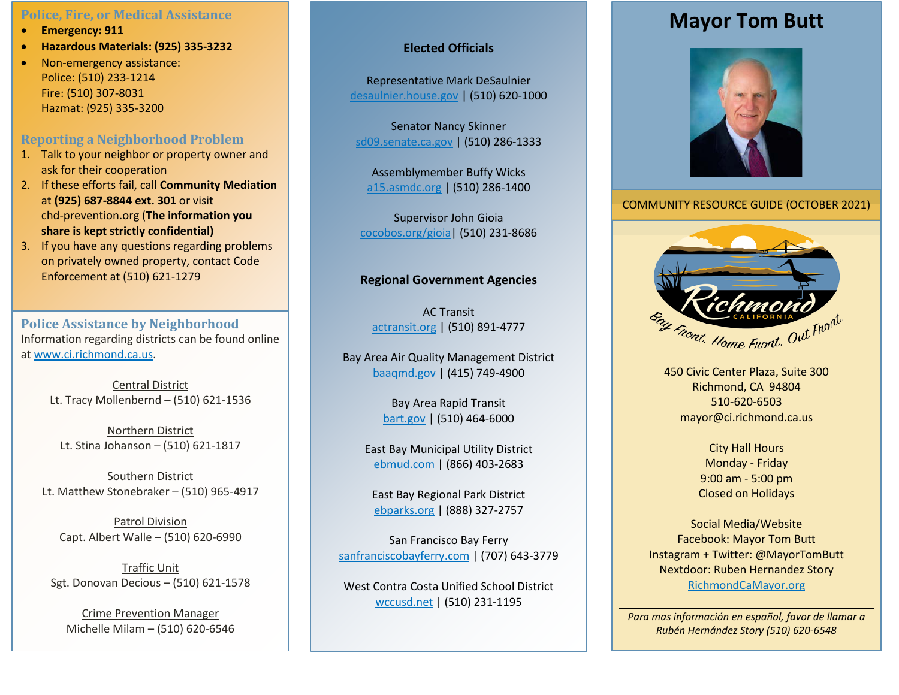## Police, Fire, or Medical Assistance

- **Emergency: 911**
- **Hazardous Materials: (925) 335-3232**
- Non-emergency assistance:
  Police: (510) 233-1214
  Fire: (510) 307-8031
  Hazmat: (925) 335-3200

## Reporting a Neighborhood Problem

1. Talk to your neighbor or property owner and ask for their cooperation
2. If these efforts fail, call **Community Mediation** at **(925) 687-8844 ext. 301** or visit chd-prevention.org (**The information you share is kept strictly confidential)**
3. If you have any questions regarding problems on privately owned property, contact Code Enforcement at (510) 621-1279

## Police Assistance by Neighborhood

Information regarding districts can be found online at www.ci.richmond.ca.us.

Central District
Lt. Tracy Mollenbernd – (510) 621-1536

Northern District
Lt. Stina Johanson – (510) 621-1817

Southern District
Lt. Matthew Stonebraker – (510) 965-4917

Patrol Division
Capt. Albert Walle – (510) 620-6990

Traffic Unit
Sgt. Donovan Decious – (510) 621-1578

Crime Prevention Manager
Michelle Milam – (510) 620-6546

## Elected Officials

Representative Mark DeSaulnier
desaulnier.house.gov | (510) 620-1000

Senator Nancy Skinner
sd09.senate.ca.gov | (510) 286-1333

Assemblymember Buffy Wicks
a15.asmdc.org | (510) 286-1400

Supervisor John Gioia
cocobos.org/gioia| (510) 231-8686

## Regional Government Agencies

AC Transit
actransit.org | (510) 891-4777

Bay Area Air Quality Management District
baaqmd.gov | (415) 749-4900

Bay Area Rapid Transit
bart.gov | (510) 464-6000

East Bay Municipal Utility District
ebmud.com | (866) 403-2683

East Bay Regional Park District
ebparks.org | (888) 327-2757

San Francisco Bay Ferry
sanfranciscobayferry.com | (707) 643-3779

West Contra Costa Unified School District
wccusd.net | (510) 231-1195

# Mayor Tom Butt

COMMUNITY RESOURCE GUIDE (OCTOBER 2021)

Richmond CALIFORNIA
Bay Front. Home Front. Out Front.

450 Civic Center Plaza, Suite 300
Richmond, CA 94804
510-620-6503
mayor@ci.richmond.ca.us

City Hall Hours
Monday - Friday
9:00 am - 5:00 pm
Closed on Holidays

Social Media/Website
Facebook: Mayor Tom Butt
Instagram + Twitter: @MayorTomButt
Nextdoor: Ruben Hernandez Story
RichmondCaMayor.org

---

*Para mas información en español, favor de llamar a Rubén Hernández Story (510) 620-6548*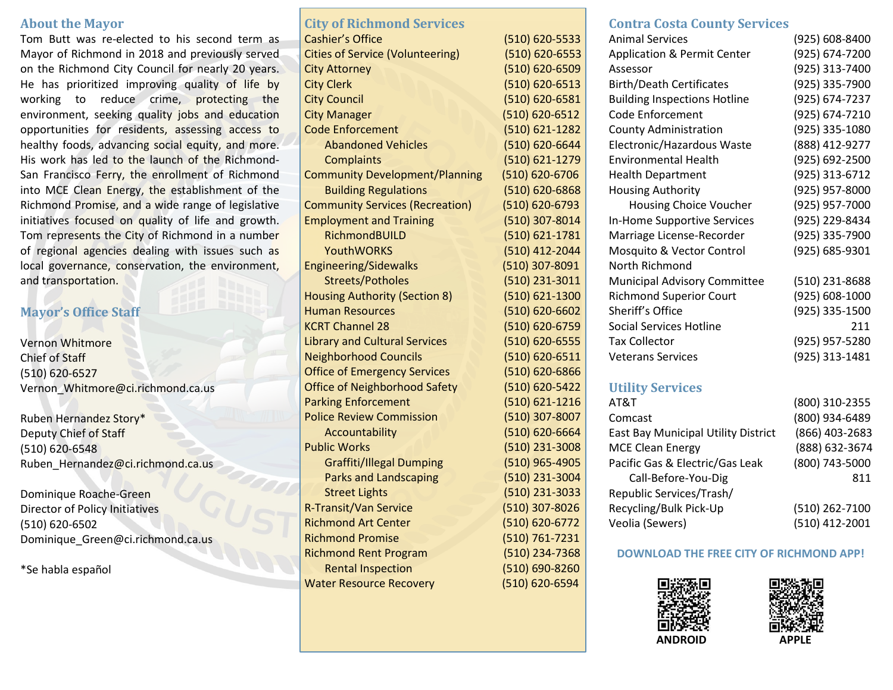## About the Mayor

Tom Butt was re-elected to his second term as Mayor of Richmond in 2018 and previously served on the Richmond City Council for nearly 20 years. He has prioritized improving quality of life by working to reduce crime, protecting the environment, seeking quality jobs and education opportunities for residents, assessing access to healthy foods, advancing social equity, and more. His work has led to the launch of the Richmond-San Francisco Ferry, the enrollment of Richmond into MCE Clean Energy, the establishment of the Richmond Promise, and a wide range of legislative initiatives focused on quality of life and growth. Tom represents the City of Richmond in a number of regional agencies dealing with issues such as local governance, conservation, the environment, and transportation.

## Mayor's Office Staff

Vernon Whitmore
Chief of Staff
(510) 620-6527
Vernon_Whitmore@ci.richmond.ca.us

Ruben Hernandez Story*
Deputy Chief of Staff
(510) 620-6548
Ruben_Hernandez@ci.richmond.ca.us

Dominique Roache-Green
Director of Policy Initiatives
(510) 620-6502
Dominique_Green@ci.richmond.ca.us

*Se habla español

## City of Richmond Services

| | |
|---|---|
| Cashier's Office | (510) 620-5533 |
| Cities of Service (Volunteering) | (510) 620-6553 |
| City Attorney | (510) 620-6509 |
| City Clerk | (510) 620-6513 |
| City Council | (510) 620-6581 |
| City Manager | (510) 620-6512 |
| Code Enforcement | (510) 621-1282 |
| Abandoned Vehicles | (510) 620-6644 |
| Complaints | (510) 621-1279 |
| Community Development/Planning | (510) 620-6706 |
| Building Regulations | (510) 620-6868 |
| Community Services (Recreation) | (510) 620-6793 |
| Employment and Training | (510) 307-8014 |
| RichmondBUILD | (510) 621-1781 |
| YouthWORKS | (510) 412-2044 |
| Engineering/Sidewalks | (510) 307-8091 |
| Streets/Potholes | (510) 231-3011 |
| Housing Authority (Section 8) | (510) 621-1300 |
| Human Resources | (510) 620-6602 |
| KCRT Channel 28 | (510) 620-6759 |
| Library and Cultural Services | (510) 620-6555 |
| Neighborhood Councils | (510) 620-6511 |
| Office of Emergency Services | (510) 620-6866 |
| Office of Neighborhood Safety | (510) 620-5422 |
| Parking Enforcement | (510) 621-1216 |
| Police Review Commission | (510) 307-8007 |
| Accountability | (510) 620-6664 |
| Public Works | (510) 231-3008 |
| Graffiti/Illegal Dumping | (510) 965-4905 |
| Parks and Landscaping | (510) 231-3004 |
| Street Lights | (510) 231-3033 |
| R-Transit/Van Service | (510) 307-8026 |
| Richmond Art Center | (510) 620-6772 |
| Richmond Promise | (510) 761-7231 |
| Richmond Rent Program | (510) 234-7368 |
| Rental Inspection | (510) 690-8260 |
| Water Resource Recovery | (510) 620-6594 |

## Contra Costa County Services

| | |
|---|---|
| Animal Services | (925) 608-8400 |
| Application & Permit Center | (925) 674-7200 |
| Assessor | (925) 313-7400 |
| Birth/Death Certificates | (925) 335-7900 |
| Building Inspections Hotline | (925) 674-7237 |
| Code Enforcement | (925) 674-7210 |
| County Administration | (925) 335-1080 |
| Electronic/Hazardous Waste | (888) 412-9277 |
| Environmental Health | (925) 692-2500 |
| Health Department | (925) 313-6712 |
| Housing Authority | (925) 957-8000 |
| Housing Choice Voucher | (925) 957-7000 |
| In-Home Supportive Services | (925) 229-8434 |
| Marriage License-Recorder | (925) 335-7900 |
| Mosquito & Vector Control | (925) 685-9301 |
| North Richmond Municipal Advisory Committee | (510) 231-8688 |
| Richmond Superior Court | (925) 608-1000 |
| Sheriff's Office | (925) 335-1500 |
| Social Services Hotline | 211 |
| Tax Collector | (925) 957-5280 |
| Veterans Services | (925) 313-1481 |

## Utility Services

| | |
|---|---|
| AT&T | (800) 310-2355 |
| Comcast | (800) 934-6489 |
| East Bay Municipal Utility District | (866) 403-2683 |
| MCE Clean Energy | (888) 632-3674 |
| Pacific Gas & Electric/Gas Leak | (800) 743-5000 |
| Call-Before-You-Dig | 811 |
| Republic Services/Trash/Recycling/Bulk Pick-Up | (510) 262-7100 |
| Veolia (Sewers) | (510) 412-2001 |

**DOWNLOAD THE FREE CITY OF RICHMOND APP!**

**ANDROID** **APPLE**